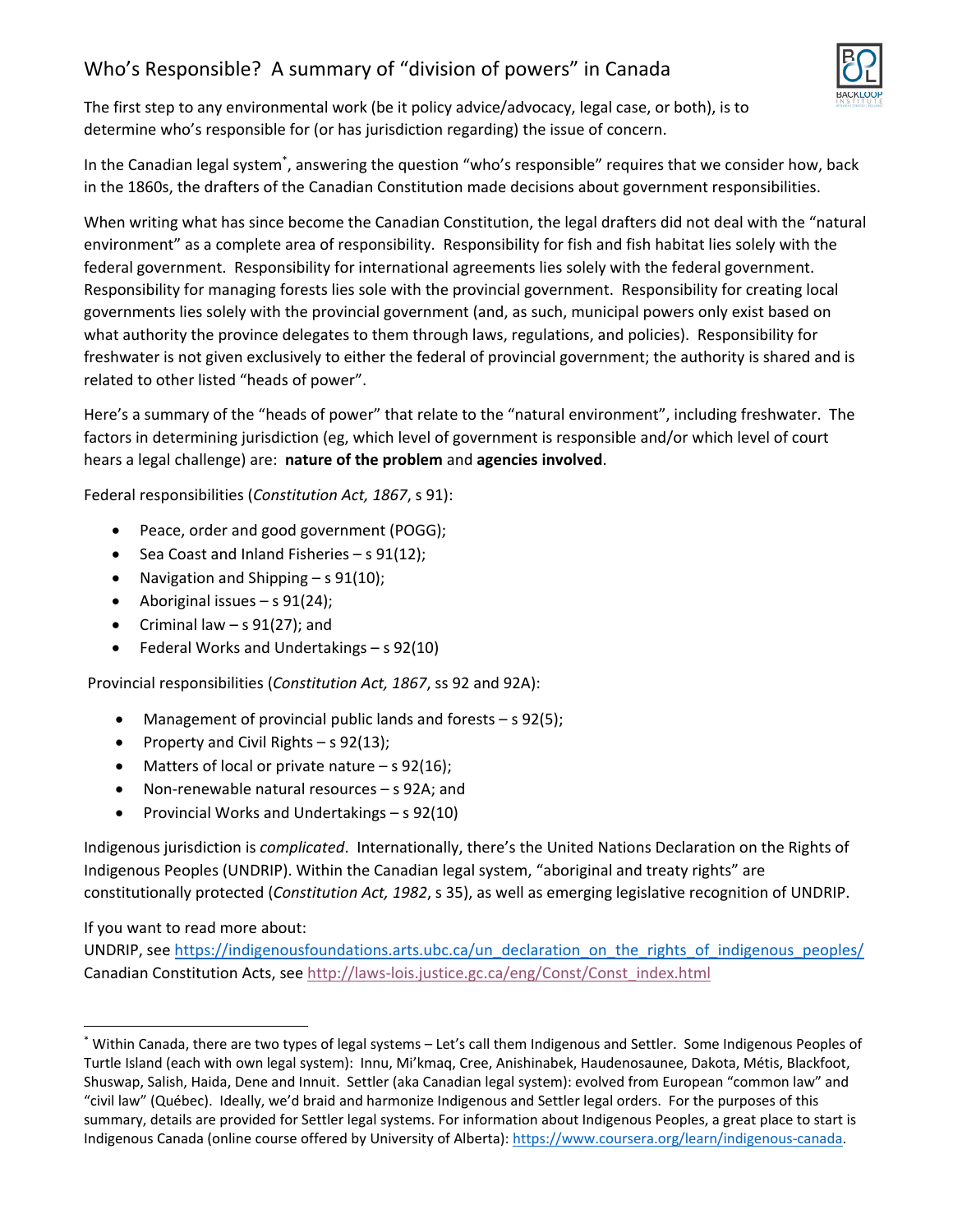# Who's Responsible? A summary of "division of powers" in Canada

The first step to any environmental work (be it policy advice/advocacy, legal case, or both), is to determine who's responsible for (or has jurisdiction regarding) the issue of concern.

In the Canadian legal system*, answering the question "who's responsible" requires that we consider how, back in the 1860s, the drafters of the Canadian Constitution made decisions about government responsibilities.

When writing what has since become the Canadian Constitution, the legal drafters did not deal with the "natural environment" as a complete area of responsibility. Responsibility for fish and fish habitat lies solely with the federal government. Responsibility for international agreements lies solely with the federal government. Responsibility for managing forests lies sole with the provincial government. Responsibility for creating local governments lies solely with the provincial government (and, as such, municipal powers only exist based on what authority the province delegates to them through laws, regulations, and policies). Responsibility for freshwater is not given exclusively to either the federal of provincial government; the authority is shared and is related to other listed "heads of power".

Here's a summary of the "heads of power" that relate to the "natural environment", including freshwater. The factors in determining jurisdiction (eg, which level of government is responsible and/or which level of court hears a legal challenge) are: **nature of the problem** and **agencies involved**.

Federal responsibilities (*Constitution Act, 1867*, s 91):

- Peace, order and good government (POGG);
- Sea Coast and Inland Fisheries – s 91(12);
- Navigation and Shipping – s 91(10);
- Aboriginal issues – s 91(24);
- Criminal law – s 91(27); and
- Federal Works and Undertakings – s 92(10)

Provincial responsibilities (*Constitution Act, 1867*, ss 92 and 92A):

- Management of provincial public lands and forests – s 92(5);
- Property and Civil Rights – s 92(13);
- Matters of local or private nature – s 92(16);
- Non-renewable natural resources – s 92A; and
- Provincial Works and Undertakings – s 92(10)

Indigenous jurisdiction is *complicated*. Internationally, there's the United Nations Declaration on the Rights of Indigenous Peoples (UNDRIP). Within the Canadian legal system, "aboriginal and treaty rights" are constitutionally protected (*Constitution Act, 1982*, s 35), as well as emerging legislative recognition of UNDRIP.

If you want to read more about:
UNDRIP, see https://indigenousfoundations.arts.ubc.ca/un_declaration_on_the_rights_of_indigenous_peoples/
Canadian Constitution Acts, see http://laws-lois.justice.gc.ca/eng/Const/Const_index.html

---

* Within Canada, there are two types of legal systems – Let's call them Indigenous and Settler. Some Indigenous Peoples of Turtle Island (each with own legal system): Innu, Mi'kmaq, Cree, Anishinabek, Haudenosaunee, Dakota, Métis, Blackfoot, Shuswap, Salish, Haida, Dene and Innuit. Settler (aka Canadian legal system): evolved from European "common law" and "civil law" (Québec). Ideally, we'd braid and harmonize Indigenous and Settler legal orders. For the purposes of this summary, details are provided for Settler legal systems. For information about Indigenous Peoples, a great place to start is Indigenous Canada (online course offered by University of Alberta): https://www.coursera.org/learn/indigenous-canada.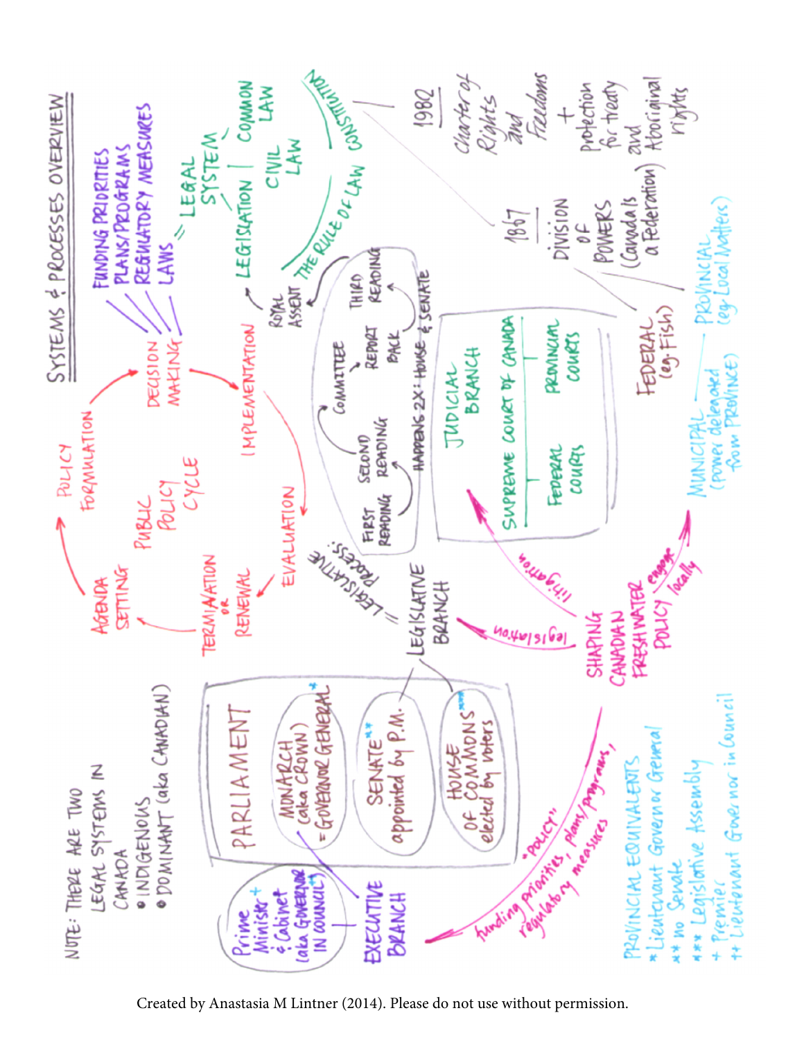# SYSTEMS & PROCESSES OVERVIEW

NOTE: THERE ARE TWO LEGAL SYSTEMS IN CANADA
- INDIGENOUS
- DOMINANT (aka CANADIAN)

## PUBLIC POLICY CYCLE

AGENDA SETTING → POLICY FORMULATION → DECISION MAKING → IMPLEMENTATION → EVALUATION → TERMINATION OR RENEWAL

DECISION MAKING:
- FUNDING PRIORITIES
- PLANS/PROGRAMS
- REGULATORY MEASURES
- LAWS

LAWS = LEGAL SYSTEM

LEGAL SYSTEM:
- LEGISLATION
- COMMON LAW
- CIVIL LAW

THE RULE OF LAW

CONSTITUTION

1982 – Charter of Rights and Freedoms + Protection for treaty and Aboriginal rights

1867 – DIVISION OF POWERS (Canada is a Federation)
- FEDERAL (eg. Fish)
- PROVINCIAL (eg. Local Matters)
- MUNICIPAL (power delegated from province)

## LEGISLATIVE BRANCH

LEGISLATIVE BRANCH = LEGISLATIVE PROCESS:

FIRST READING → SECOND READING → COMMITTEE → REPORT BACK → THIRD READING → ROYAL ASSENT

HAPPENS 2X: HOUSE & SENATE

## PARLIAMENT

- MONARCH (aka CROWN) = GOVERNOR GENERAL*
- SENATE** appointed by P.M.
- HOUSE OF COMMONS*** elected by voters

## EXECUTIVE BRANCH

Prime Minister+ & Cabinet (aka GOVERNOR IN COUNCIL++)

## JUDICIAL BRANCH

SUPREME COURT OF CANADA
- FEDERAL COURTS
- PROVINCIAL COURTS

## SHAPING CANADIAN FRESHWATER POLICY

- legislation → LEGISLATIVE BRANCH
- litigation → JUDICIAL BRANCH
- engage locally → MUNICIPAL
- "POLICY" funding priorities, plans/programs, regulatory measures → EXECUTIVE BRANCH

PROVINCIAL EQUIVALENTS
- \* Lieutenant Governor General
- \*\* no Senate
- \*\*\* Legislative Assembly
- \+ Premier
- \++ Lieutenant Governor in Council

Created by Anastasia M Lintner (2014). Please do not use without permission.